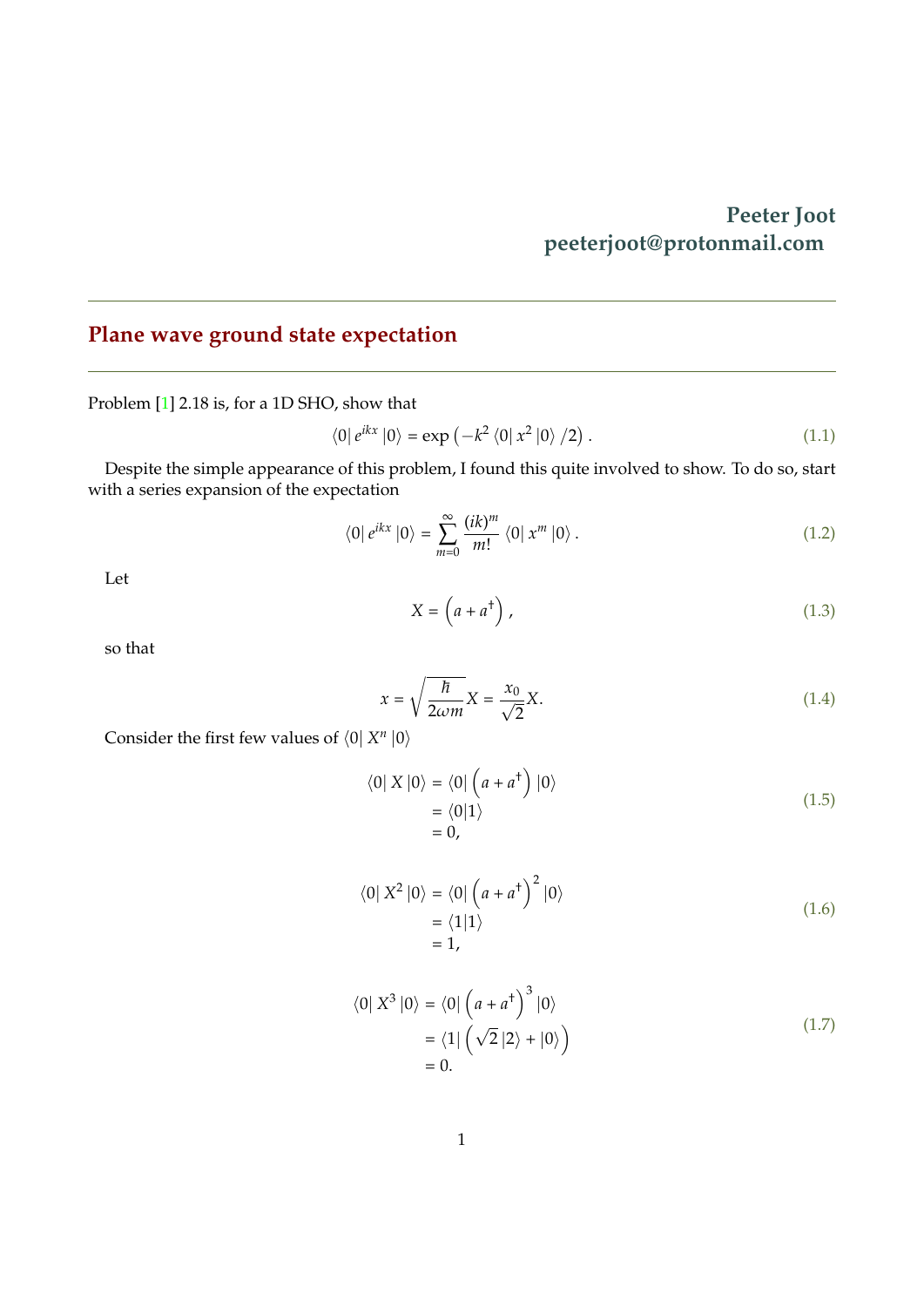**Peeter Joot**
**peeterjoot@protonmail.com**

---

## Plane wave ground state expectation

---

Problem [1] 2.18 is, for a 1D SHO, show that

$$\left\langle 0 \right| e^{ikx} \left| 0 \right\rangle = \exp\left( -k^2 \left\langle 0 \right| x^2 \left| 0 \right\rangle /2 \right). \tag{1.1}$$

Despite the simple appearance of this problem, I found this quite involved to show. To do so, start with a series expansion of the expectation

$$\left\langle 0 \right| e^{ikx} \left| 0 \right\rangle = \sum_{m=0}^\infty \frac{(ik)^m}{m!} \left\langle 0 \right| x^m \left| 0 \right\rangle. \tag{1.2}$$

Let

$$X = \left( a + a^\dagger \right), \tag{1.3}$$

so that

$$x = \sqrt{\frac{\hbar}{2 \omega m}} X = \frac{x_0}{\sqrt{2}} X. \tag{1.4}$$

Consider the first few values of $\left\langle 0 \right| X^n \left| 0 \right\rangle$

$$\begin{aligned}
\left\langle 0 \right| X \left| 0 \right\rangle &= \left\langle 0 \right| \left( a + a^\dagger \right) \left| 0 \right\rangle \\
&= \left\langle 0 | 1 \right\rangle \\
&= 0,
\end{aligned} \tag{1.5}$$

$$\begin{aligned}
\left\langle 0 \right| X^2 \left| 0 \right\rangle &= \left\langle 0 \right| \left( a + a^\dagger \right)^2 \left| 0 \right\rangle \\
&= \left\langle 1 | 1 \right\rangle \\
&= 1,
\end{aligned} \tag{1.6}$$

$$\begin{aligned}
\left\langle 0 \right| X^3 \left| 0 \right\rangle &= \left\langle 0 \right| \left( a + a^\dagger \right)^3 \left| 0 \right\rangle \\
&= \left\langle 1 \right| \left( \sqrt{2} \left| 2 \right\rangle + \left| 0 \right\rangle \right) \\
&= 0.
\end{aligned} \tag{1.7}$$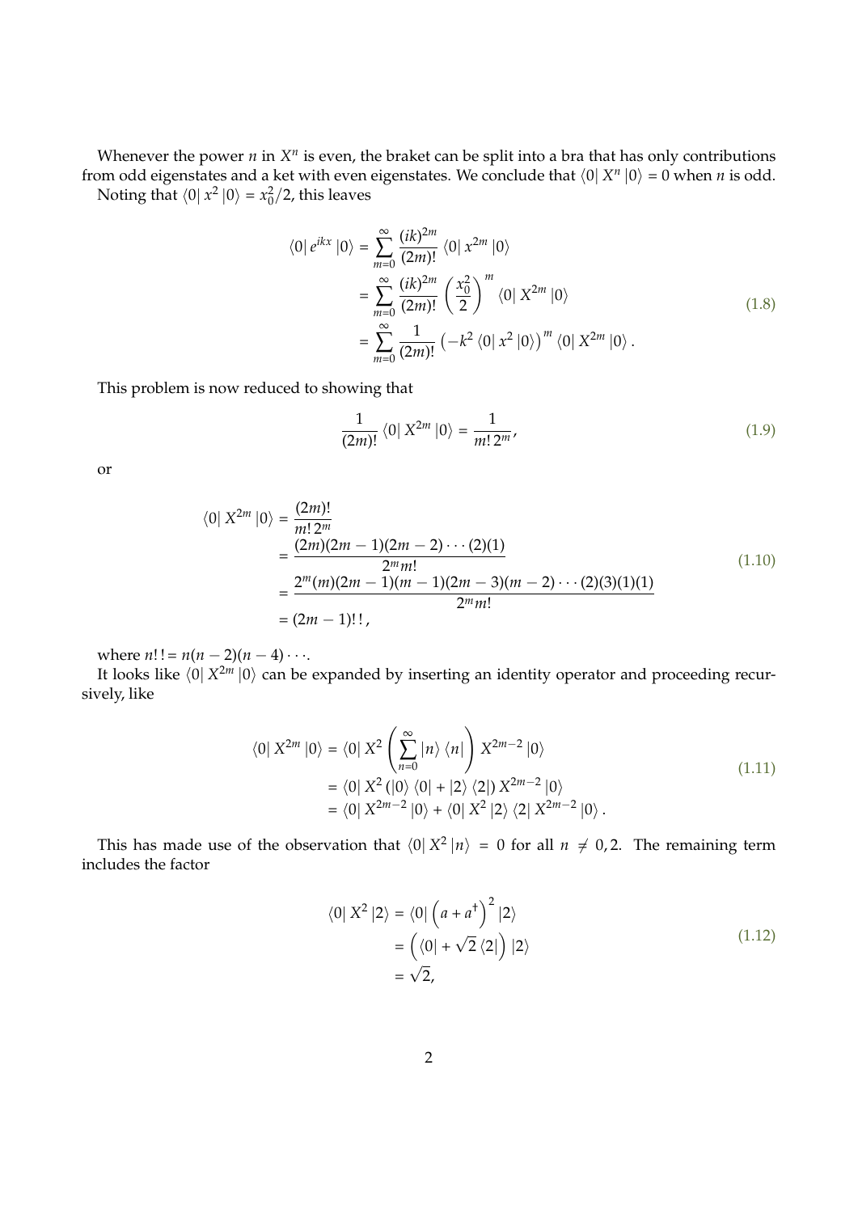Whenever the power $n$ in $X^n$ is even, the braket can be split into a bra that has only contributions from odd eigenstates and a ket with even eigenstates. We conclude that $\langle 0| X^n |0\rangle = 0$ when $n$ is odd.

Noting that $\langle 0| x^2 |0\rangle = x_0^2/2$, this leaves

$$
\begin{aligned}
\langle 0| e^{ikx} |0\rangle &= \sum_{m=0}^{\infty} \frac{(ik)^{2m}}{(2m)!} \langle 0| x^{2m} |0\rangle \\
&= \sum_{m=0}^{\infty} \frac{(ik)^{2m}}{(2m)!} \left(\frac{x_0^2}{2}\right)^m \langle 0| X^{2m} |0\rangle \\
&= \sum_{m=0}^{\infty} \frac{1}{(2m)!} \left(-k^2 \langle 0| x^2 |0\rangle\right)^m \langle 0| X^{2m} |0\rangle .
\end{aligned}
\tag{1.8}
$$

This problem is now reduced to showing that

$$
\frac{1}{(2m)!} \langle 0| X^{2m} |0\rangle = \frac{1}{m!\, 2^m},
\tag{1.9}
$$

or

$$
\begin{aligned}
\langle 0| X^{2m} |0\rangle &= \frac{(2m)!}{m!\, 2^m} \\
&= \frac{(2m)(2m-1)(2m-2)\cdots(2)(1)}{2^m m!} \\
&= \frac{2^m (m)(2m-1)(m-1)(2m-3)(m-2)\cdots(2)(3)(1)(1)}{2^m m!} \\
&= (2m-1)!!\,,
\end{aligned}
\tag{1.10}
$$

where $n!! = n(n-2)(n-4)\cdots$.

It looks like $\langle 0| X^{2m} |0\rangle$ can be expanded by inserting an identity operator and proceeding recursively, like

$$
\begin{aligned}
\langle 0| X^{2m} |0\rangle &= \langle 0| X^2 \left(\sum_{n=0}^{\infty} |n\rangle \langle n|\right) X^{2m-2} |0\rangle \\
&= \langle 0| X^2 \left(|0\rangle \langle 0| + |2\rangle \langle 2|\right) X^{2m-2} |0\rangle \\
&= \langle 0| X^{2m-2} |0\rangle + \langle 0| X^2 |2\rangle \langle 2| X^{2m-2} |0\rangle .
\end{aligned}
\tag{1.11}
$$

This has made use of the observation that $\langle 0| X^2 |n\rangle = 0$ for all $n \neq 0, 2$. The remaining term includes the factor

$$
\begin{aligned}
\langle 0| X^2 |2\rangle &= \langle 0| \left(a + a^\dagger\right)^2 |2\rangle \\
&= \left(\langle 0| + \sqrt{2} \langle 2|\right) |2\rangle \\
&= \sqrt{2},
\end{aligned}
\tag{1.12}
$$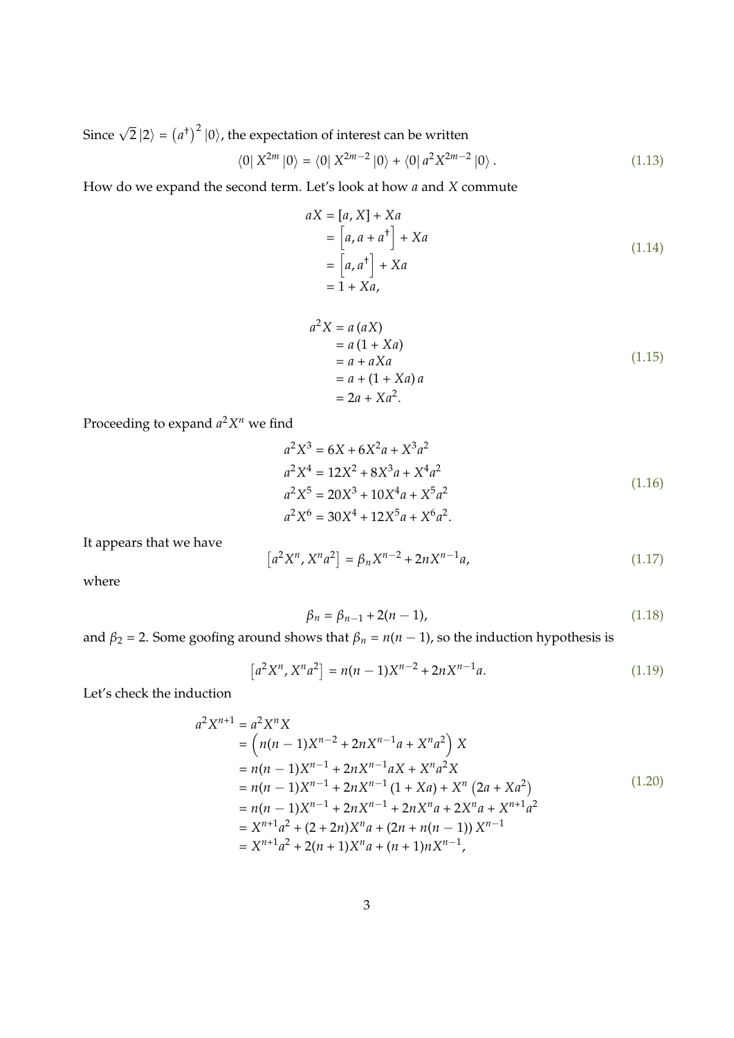Since $\sqrt{2}\,|2\rangle = \left(a^\dagger\right)^2 |0\rangle$, the expectation of interest can be written

$$\langle 0|\, X^{2m}\, |0\rangle = \langle 0|\, X^{2m-2}\, |0\rangle + \langle 0|\, a^2 X^{2m-2}\, |0\rangle\,. \tag{1.13}$$

How do we expand the second term. Let's look at how $a$ and $X$ commute

$$\begin{aligned}
aX &= [a, X] + Xa \\
&= \left[a, a + a^\dagger\right] + Xa \\
&= \left[a, a^\dagger\right] + Xa \\
&= 1 + Xa,
\end{aligned} \tag{1.14}$$

$$\begin{aligned}
a^2 X &= a\,(aX) \\
&= a\,(1 + Xa) \\
&= a + aXa \\
&= a + (1 + Xa)\,a \\
&= 2a + Xa^2.
\end{aligned} \tag{1.15}$$

Proceeding to expand $a^2 X^n$ we find

$$\begin{aligned}
a^2 X^3 &= 6X + 6X^2 a + X^3 a^2 \\
a^2 X^4 &= 12X^2 + 8X^3 a + X^4 a^2 \\
a^2 X^5 &= 20X^3 + 10X^4 a + X^5 a^2 \\
a^2 X^6 &= 30X^4 + 12X^5 a + X^6 a^2.
\end{aligned} \tag{1.16}$$

It appears that we have

$$\left[a^2 X^n, X^n a^2\right] = \beta_n X^{n-2} + 2n X^{n-1} a, \tag{1.17}$$

where

$$\beta_n = \beta_{n-1} + 2(n-1), \tag{1.18}$$

and $\beta_2 = 2$. Some goofing around shows that $\beta_n = n(n-1)$, so the induction hypothesis is

$$\left[a^2 X^n, X^n a^2\right] = n(n-1) X^{n-2} + 2n X^{n-1} a. \tag{1.19}$$

Let's check the induction

$$\begin{aligned}
a^2 X^{n+1} &= a^2 X^n X \\
&= \left(n(n-1) X^{n-2} + 2n X^{n-1} a + X^n a^2\right) X \\
&= n(n-1) X^{n-1} + 2n X^{n-1} a X + X^n a^2 X \\
&= n(n-1) X^{n-1} + 2n X^{n-1} (1 + Xa) + X^n \left(2a + Xa^2\right) \\
&= n(n-1) X^{n-1} + 2n X^{n-1} + 2n X^n a + 2X^n a + X^{n+1} a^2 \\
&= X^{n+1} a^2 + (2 + 2n) X^n a + (2n + n(n-1))\, X^{n-1} \\
&= X^{n+1} a^2 + 2(n+1) X^n a + (n+1) n X^{n-1},
\end{aligned} \tag{1.20}$$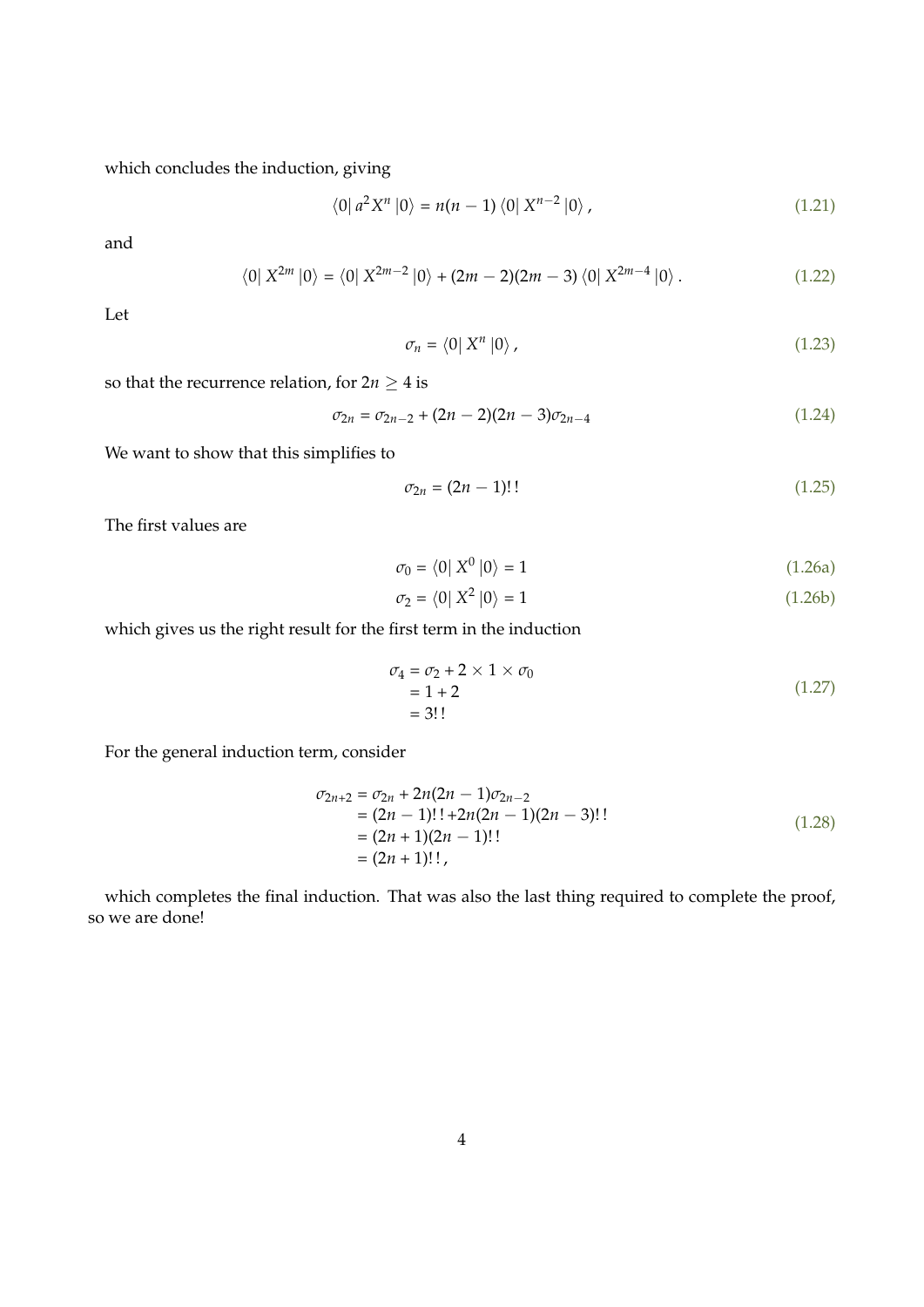which concludes the induction, giving

$$\langle 0| a^2 X^n |0\rangle = n(n-1) \langle 0| X^{n-2} |0\rangle , \tag{1.21}$$

and

$$\langle 0| X^{2m} |0\rangle = \langle 0| X^{2m-2} |0\rangle + (2m-2)(2m-3) \langle 0| X^{2m-4} |0\rangle . \tag{1.22}$$

Let

$$\sigma_n = \langle 0| X^n |0\rangle , \tag{1.23}$$

so that the recurrence relation, for $2n \geq 4$ is

$$\sigma_{2n} = \sigma_{2n-2} + (2n-2)(2n-3)\sigma_{2n-4} \tag{1.24}$$

We want to show that this simplifies to

$$\sigma_{2n} = (2n-1)!! \tag{1.25}$$

The first values are

$$\sigma_0 = \langle 0| X^0 |0\rangle = 1 \tag{1.26a}$$

$$\sigma_2 = \langle 0| X^2 |0\rangle = 1 \tag{1.26b}$$

which gives us the right result for the first term in the induction

$$\begin{aligned} \sigma_4 &= \sigma_2 + 2 \times 1 \times \sigma_0 \\ &= 1 + 2 \\ &= 3!! \end{aligned} \tag{1.27}$$

For the general induction term, consider

$$\begin{aligned} \sigma_{2n+2} &= \sigma_{2n} + 2n(2n-1)\sigma_{2n-2} \\ &= (2n-1)!! + 2n(2n-1)(2n-3)!! \\ &= (2n+1)(2n-1)!! \\ &= (2n+1)!! , \end{aligned} \tag{1.28}$$

which completes the final induction. That was also the last thing required to complete the proof, so we are done!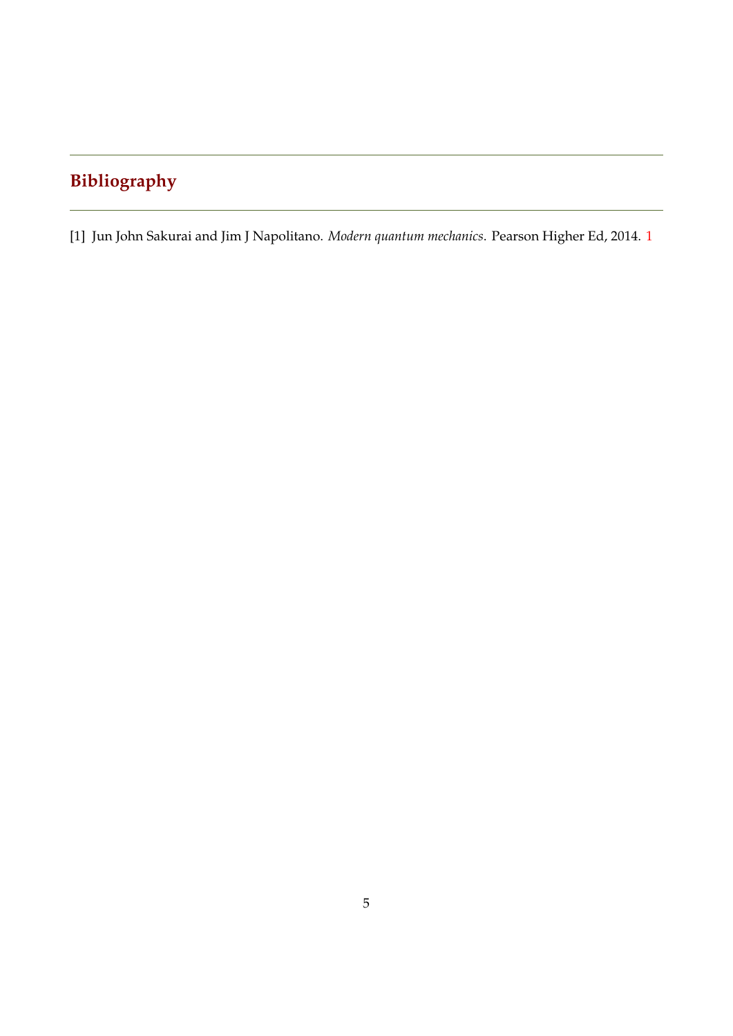# Bibliography

[1] Jun John Sakurai and Jim J Napolitano. *Modern quantum mechanics*. Pearson Higher Ed, 2014. 1